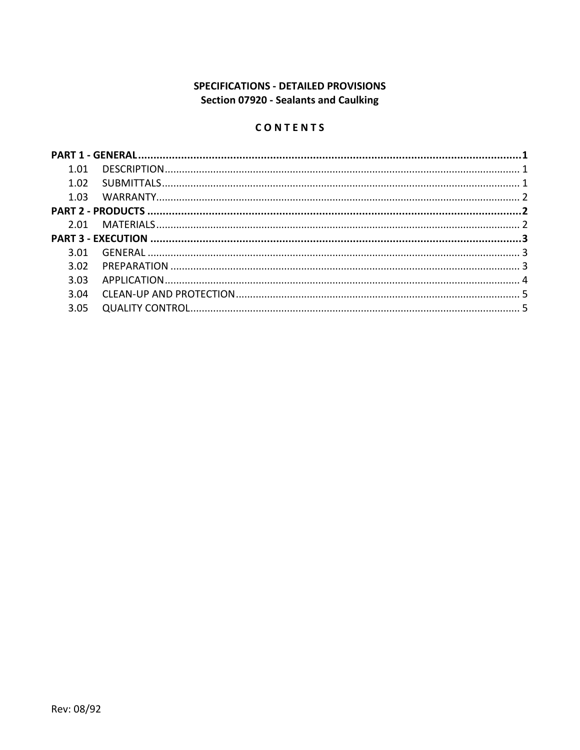**SPECIFICATIONS - DETAILED PROVISIONS**
**Section 07920 - Sealants and Caulking**

**C O N T E N T S**

**PART 1 - GENERAL....................1**
- 1.01 DESCRIPTION....................1
- 1.02 SUBMITTALS....................1
- 1.03 WARRANTY....................2

**PART 2 - PRODUCTS....................2**
- 2.01 MATERIALS....................2

**PART 3 - EXECUTION....................3**
- 3.01 GENERAL....................3
- 3.02 PREPARATION....................3
- 3.03 APPLICATION....................4
- 3.04 CLEAN-UP AND PROTECTION....................5
- 3.05 QUALITY CONTROL....................5

Rev: 08/92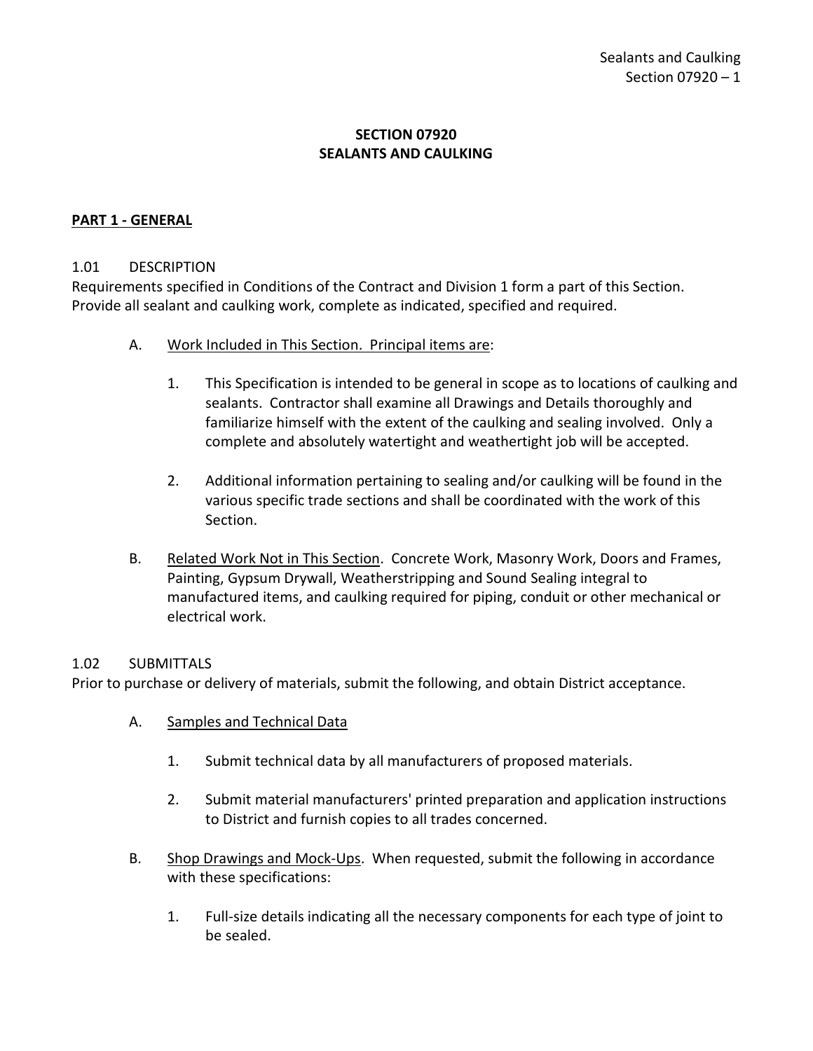# SECTION 07920
# SEALANTS AND CAULKING

## PART 1 - GENERAL

### 1.01 DESCRIPTION

Requirements specified in Conditions of the Contract and Division 1 form a part of this Section. Provide all sealant and caulking work, complete as indicated, specified and required.

A. Work Included in This Section. Principal items are:

1. This Specification is intended to be general in scope as to locations of caulking and sealants. Contractor shall examine all Drawings and Details thoroughly and familiarize himself with the extent of the caulking and sealing involved. Only a complete and absolutely watertight and weathertight job will be accepted.

2. Additional information pertaining to sealing and/or caulking will be found in the various specific trade sections and shall be coordinated with the work of this Section.

B. Related Work Not in This Section. Concrete Work, Masonry Work, Doors and Frames, Painting, Gypsum Drywall, Weatherstripping and Sound Sealing integral to manufactured items, and caulking required for piping, conduit or other mechanical or electrical work.

### 1.02 SUBMITTALS

Prior to purchase or delivery of materials, submit the following, and obtain District acceptance.

A. Samples and Technical Data

1. Submit technical data by all manufacturers of proposed materials.

2. Submit material manufacturers' printed preparation and application instructions to District and furnish copies to all trades concerned.

B. Shop Drawings and Mock-Ups. When requested, submit the following in accordance with these specifications:

1. Full-size details indicating all the necessary components for each type of joint to be sealed.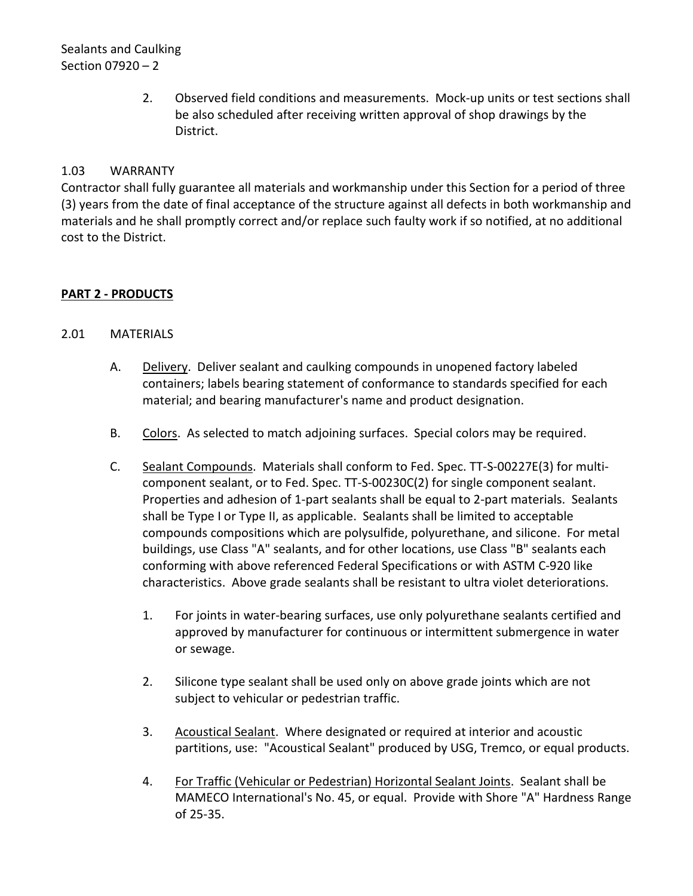2. Observed field conditions and measurements. Mock-up units or test sections shall be also scheduled after receiving written approval of shop drawings by the District.

1.03 WARRANTY

Contractor shall fully guarantee all materials and workmanship under this Section for a period of three (3) years from the date of final acceptance of the structure against all defects in both workmanship and materials and he shall promptly correct and/or replace such faulty work if so notified, at no additional cost to the District.

## PART 2 - PRODUCTS

2.01 MATERIALS

A. Delivery. Deliver sealant and caulking compounds in unopened factory labeled containers; labels bearing statement of conformance to standards specified for each material; and bearing manufacturer's name and product designation.

B. Colors. As selected to match adjoining surfaces. Special colors may be required.

C. Sealant Compounds. Materials shall conform to Fed. Spec. TT-S-00227E(3) for multi-component sealant, or to Fed. Spec. TT-S-00230C(2) for single component sealant. Properties and adhesion of 1-part sealants shall be equal to 2-part materials. Sealants shall be Type I or Type II, as applicable. Sealants shall be limited to acceptable compounds compositions which are polysulfide, polyurethane, and silicone. For metal buildings, use Class "A" sealants, and for other locations, use Class "B" sealants each conforming with above referenced Federal Specifications or with ASTM C-920 like characteristics. Above grade sealants shall be resistant to ultra violet deteriorations.

1. For joints in water-bearing surfaces, use only polyurethane sealants certified and approved by manufacturer for continuous or intermittent submergence in water or sewage.

2. Silicone type sealant shall be used only on above grade joints which are not subject to vehicular or pedestrian traffic.

3. Acoustical Sealant. Where designated or required at interior and acoustic partitions, use: "Acoustical Sealant" produced by USG, Tremco, or equal products.

4. For Traffic (Vehicular or Pedestrian) Horizontal Sealant Joints. Sealant shall be MAMECO International's No. 45, or equal. Provide with Shore "A" Hardness Range of 25-35.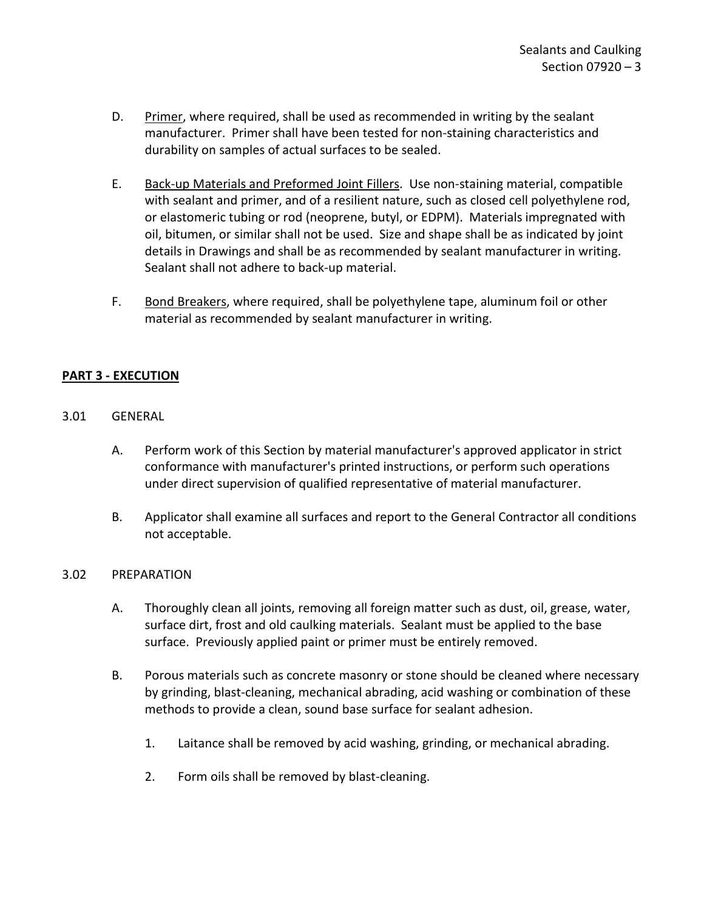D. Primer, where required, shall be used as recommended in writing by the sealant manufacturer. Primer shall have been tested for non-staining characteristics and durability on samples of actual surfaces to be sealed.

E. Back-up Materials and Preformed Joint Fillers. Use non-staining material, compatible with sealant and primer, and of a resilient nature, such as closed cell polyethylene rod, or elastomeric tubing or rod (neoprene, butyl, or EDPM). Materials impregnated with oil, bitumen, or similar shall not be used. Size and shape shall be as indicated by joint details in Drawings and shall be as recommended by sealant manufacturer in writing. Sealant shall not adhere to back-up material.

F. Bond Breakers, where required, shall be polyethylene tape, aluminum foil or other material as recommended by sealant manufacturer in writing.

## PART 3 - EXECUTION

### 3.01 GENERAL

A. Perform work of this Section by material manufacturer's approved applicator in strict conformance with manufacturer's printed instructions, or perform such operations under direct supervision of qualified representative of material manufacturer.

B. Applicator shall examine all surfaces and report to the General Contractor all conditions not acceptable.

### 3.02 PREPARATION

A. Thoroughly clean all joints, removing all foreign matter such as dust, oil, grease, water, surface dirt, frost and old caulking materials. Sealant must be applied to the base surface. Previously applied paint or primer must be entirely removed.

B. Porous materials such as concrete masonry or stone should be cleaned where necessary by grinding, blast-cleaning, mechanical abrading, acid washing or combination of these methods to provide a clean, sound base surface for sealant adhesion.

1. Laitance shall be removed by acid washing, grinding, or mechanical abrading.

2. Form oils shall be removed by blast-cleaning.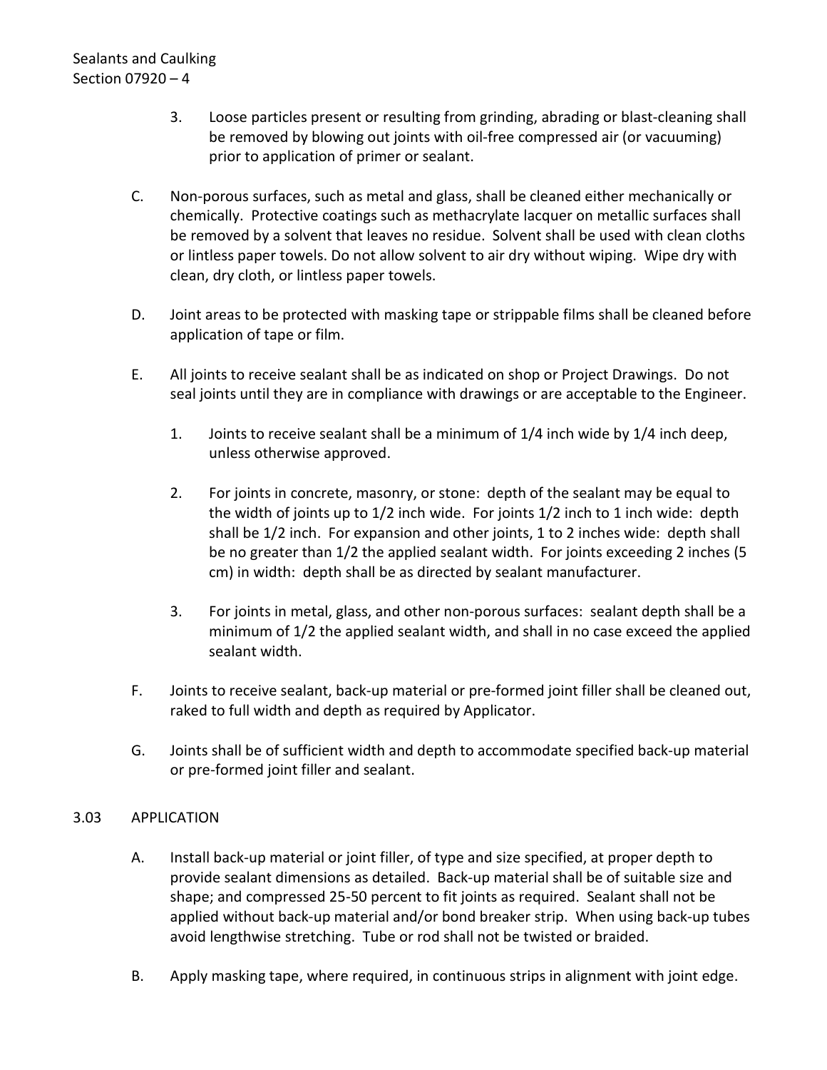3. Loose particles present or resulting from grinding, abrading or blast-cleaning shall be removed by blowing out joints with oil-free compressed air (or vacuuming) prior to application of primer or sealant.

C. Non-porous surfaces, such as metal and glass, shall be cleaned either mechanically or chemically. Protective coatings such as methacrylate lacquer on metallic surfaces shall be removed by a solvent that leaves no residue. Solvent shall be used with clean cloths or lintless paper towels. Do not allow solvent to air dry without wiping. Wipe dry with clean, dry cloth, or lintless paper towels.

D. Joint areas to be protected with masking tape or strippable films shall be cleaned before application of tape or film.

E. All joints to receive sealant shall be as indicated on shop or Project Drawings. Do not seal joints until they are in compliance with drawings or are acceptable to the Engineer.

   1. Joints to receive sealant shall be a minimum of 1/4 inch wide by 1/4 inch deep, unless otherwise approved.

   2. For joints in concrete, masonry, or stone: depth of the sealant may be equal to the width of joints up to 1/2 inch wide. For joints 1/2 inch to 1 inch wide: depth shall be 1/2 inch. For expansion and other joints, 1 to 2 inches wide: depth shall be no greater than 1/2 the applied sealant width. For joints exceeding 2 inches (5 cm) in width: depth shall be as directed by sealant manufacturer.

   3. For joints in metal, glass, and other non-porous surfaces: sealant depth shall be a minimum of 1/2 the applied sealant width, and shall in no case exceed the applied sealant width.

F. Joints to receive sealant, back-up material or pre-formed joint filler shall be cleaned out, raked to full width and depth as required by Applicator.

G. Joints shall be of sufficient width and depth to accommodate specified back-up material or pre-formed joint filler and sealant.

## 3.03 APPLICATION

A. Install back-up material or joint filler, of type and size specified, at proper depth to provide sealant dimensions as detailed. Back-up material shall be of suitable size and shape; and compressed 25-50 percent to fit joints as required. Sealant shall not be applied without back-up material and/or bond breaker strip. When using back-up tubes avoid lengthwise stretching. Tube or rod shall not be twisted or braided.

B. Apply masking tape, where required, in continuous strips in alignment with joint edge.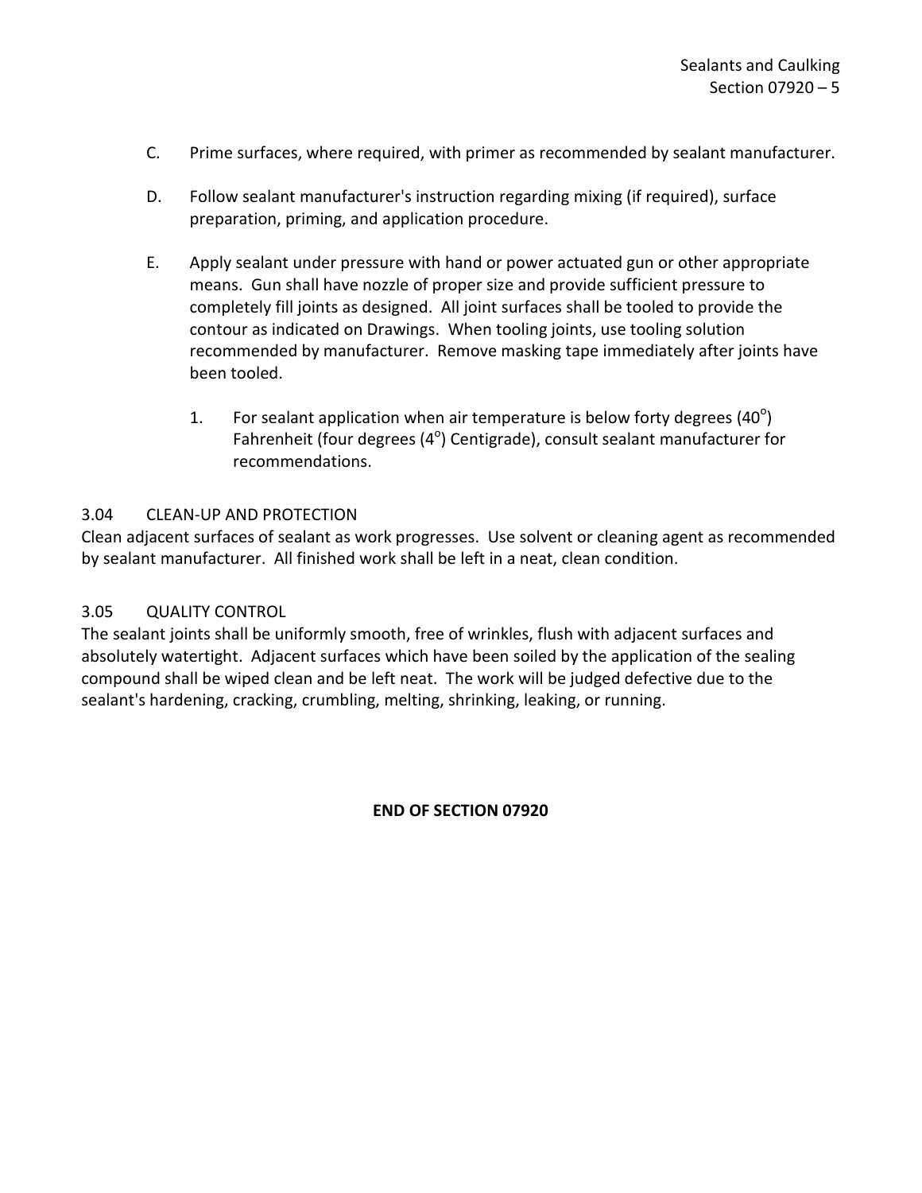C. Prime surfaces, where required, with primer as recommended by sealant manufacturer.

D. Follow sealant manufacturer's instruction regarding mixing (if required), surface preparation, priming, and application procedure.

E. Apply sealant under pressure with hand or power actuated gun or other appropriate means. Gun shall have nozzle of proper size and provide sufficient pressure to completely fill joints as designed. All joint surfaces shall be tooled to provide the contour as indicated on Drawings. When tooling joints, use tooling solution recommended by manufacturer. Remove masking tape immediately after joints have been tooled.

   1. For sealant application when air temperature is below forty degrees ($40^{o}$) Fahrenheit (four degrees ($4^{o}$) Centigrade), consult sealant manufacturer for recommendations.

3.04 CLEAN-UP AND PROTECTION

Clean adjacent surfaces of sealant as work progresses. Use solvent or cleaning agent as recommended by sealant manufacturer. All finished work shall be left in a neat, clean condition.

3.05 QUALITY CONTROL

The sealant joints shall be uniformly smooth, free of wrinkles, flush with adjacent surfaces and absolutely watertight. Adjacent surfaces which have been soiled by the application of the sealing compound shall be wiped clean and be left neat. The work will be judged defective due to the sealant's hardening, cracking, crumbling, melting, shrinking, leaking, or running.

**END OF SECTION 07920**